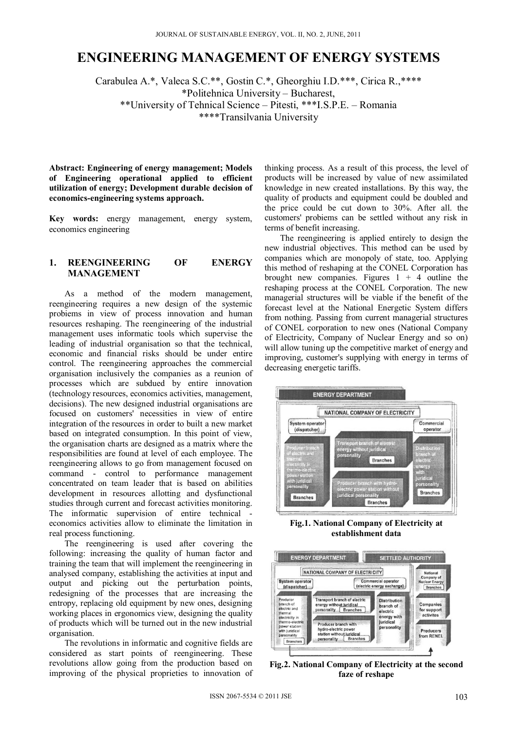# ENGINEERING MANAGEMENT OF ENERGY SYSTEMS

Carabulea A.*, Valeca S.C.**, Gostin C.*, Gheorghiu I.D.***, Cirica R.,****
*Politehnica University – Bucharest,
**University of Tehnical Science – Pitesti, ***I.S.P.E. – Romania
****Transilvania University

**Abstract: Engineering of energy management; Models of Engineering operational applied to efficient utilization of energy; Development durable decision of economics-engineering systems approach.**

**Key words:** energy management, energy system, economics engineering

## 1. REENGINEERING OF ENERGY MANAGEMENT

As a method of the modern management, reengineering requires a new design of the systemic probiems in view of process innovation and human resources reshaping. The reengineering of the industrial management uses informatic tools which supervise the leading of industrial organisation so that the technical, economic and financial risks should be under entire control. The reengineering approaches the commercial organisation inclusively the companies as a reunion of processes which are subdued by entire innovation (technology resources, economics activities, management, decisions). The new designed industrial organisations are focused on customers' necessities in view of entire integration of the resources in order to built a new market based on integrated consumption. In this point of view, the organisation charts are designed as a matrix where the responsibilities are found at level of each employee. The reengineering allows to go from management focused on command - control to performance management concentrated on team leader that is based on abilities development in resources allotting and dysfunctional studies through current and forecast activities monitoring. The informatic supervision of entire technical - economics activities allow to eliminate the limitation in real process functioning.

The reengineering is used after covering the following: increasing the quality of human factor and training the team that will implement the reengineering in analysed company, establishing the activities at input and output and picking out the perturbation points, redesigning of the processes that are increasing the entropy, replacing old equipment by new ones, designing working places in ergonomics view, designing the quality of products which will be turned out in the new industrial organisation.

The revolutions in informatic and cognitive fields are considered as start points of reengineering. These revolutions allow going from the production based on improving of the physical proprieties to innovation of thinking process. As a result of this process, the level of products will be increased by value of new assimilated knowledge in new created installations. By this way, the quality of products and equipment could be doubled and the price could be cut down to 30%. After all. the customers' probiems can be settled without any risk in terms of benefit increasing.

The reengineering is applied entirely to design the new industrial objectives. This method can be used by companies which are monopoly of state, too. Applying this method of reshaping at the CONEL Corporation has brought new companies. Figures 1 ÷ 4 outline the reshaping process at the CONEL Corporation. The new managerial structures will be viable if the benefit of the forecast level at the National Energetic System differs from nothing. Passing from current managerial structures of CONEL corporation to new ones (National Company of Electricity, Company of Nuclear Energy and so on) will allow tuning up the competitive market of energy and improving, customer's supplying with energy in terms of decreasing energetic tariffs.

**Fig.1. National Company of Electricity at establishment data**

**Fig.2. National Company of Electricity at the second faze of reshape**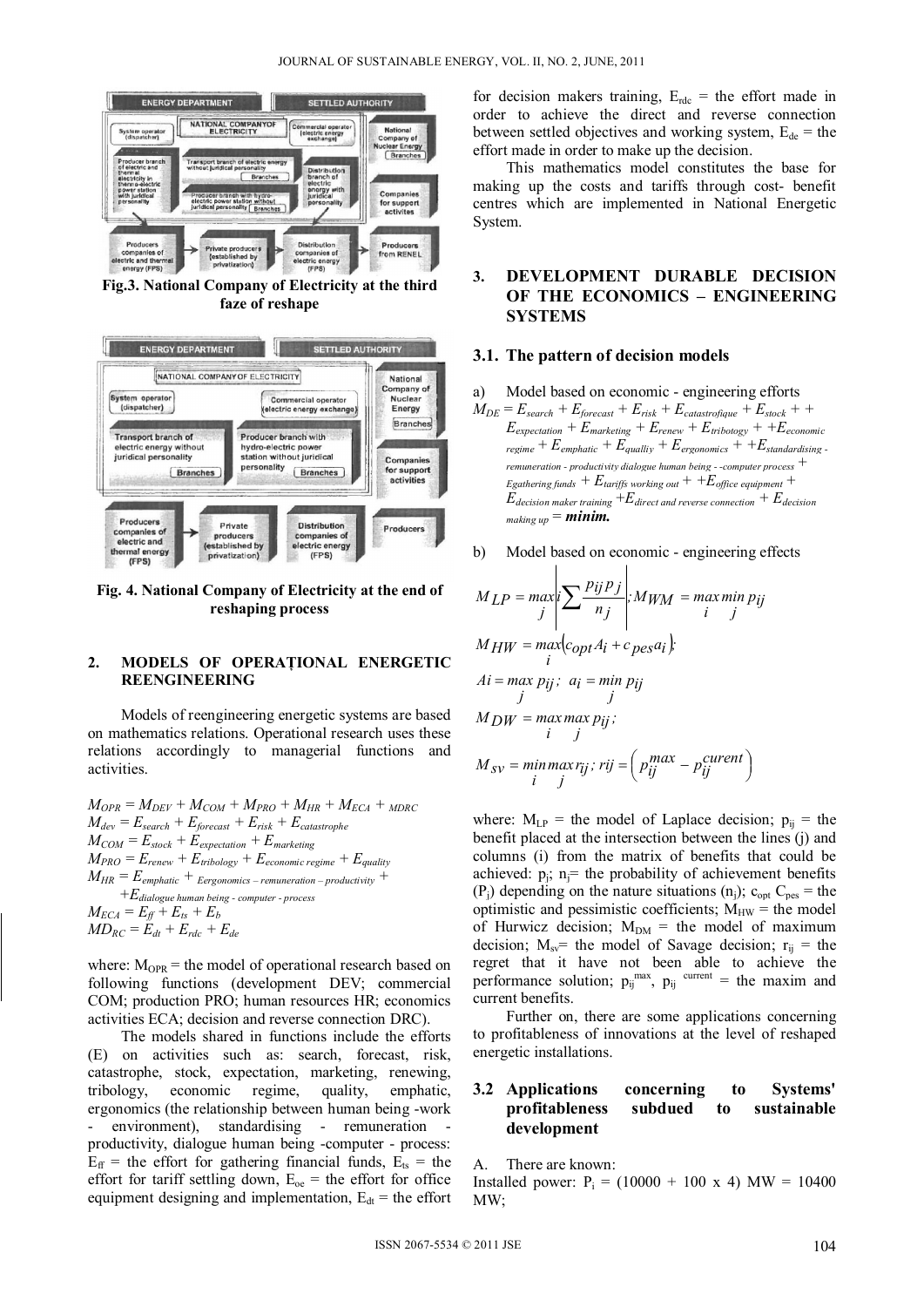Fig.3. National Company of Electricity at the third faze of reshape

Fig. 4. National Company of Electricity at the end of reshaping process

## 2. MODELS OF OPERAȚIONAL ENERGETIC REENGINEERING

Models of reengineering energetic systems are based on mathematics relations. Operational research uses these relations accordingly to managerial functions and activities.

$$M_{OPR} = M_{DEV} + M_{COM} + M_{PRO} + M_{HR} + M_{ECA} + {}_{MDRC}$$
$$M_{dev} = E_{search} + E_{forecast} + E_{risk} + E_{catastrophe}$$
$$M_{COM} = E_{stock} + E_{expectation} + E_{marketing}$$
$$M_{PRO} = E_{renew} + E_{tribology} + E_{economic\ regime} + E_{quality}$$
$$M_{HR} = E_{emphatic} + {}_{Eergonomics - remuneration - productivity} + E_{dialogue\ human\ being - computer - process}$$
$$M_{ECA} = E_{ff} + E_{ts} + E_{b}$$
$$MD_{RC} = E_{dt} + E_{rdc} + E_{de}$$

where: $M_{OPR}$ = the model of operational research based on following functions (development DEV; commercial COM; production PRO; human resources HR; economics activities ECA; decision and reverse connection DRC).

The models shared in functions include the efforts (E) on activities such as: search, forecast, risk, catastrophe, stock, expectation, marketing, renewing, tribology, economic regime, quality, emphatic, ergonomics (the relationship between human being -work - environment), standardising - remuneration - productivity, dialogue human being -computer - process: $E_{ff}$ = the effort for gathering financial funds, $E_{ts}$ = the effort for tariff settling down, $E_{oe}$ = the effort for office equipment designing and implementation, $E_{dt}$ = the effort for decision makers training, $E_{rdc}$ = the effort made in order to achieve the direct and reverse connection between settled objectives and working system, $E_{de}$ = the effort made in order to make up the decision.

This mathematics model constitutes the base for making up the costs and tariffs through cost- benefit centres which are implemented in National Energetic System.

## 3. DEVELOPMENT DURABLE DECISION OF THE ECONOMICS – ENGINEERING SYSTEMS

### 3.1. The pattern of decision models

a) Model based on economic - engineering efforts

$$M_{DE} = E_{search} + E_{forecast} + E_{risk} + E_{catastrofique} + E_{stock} + + E_{expectation} + E_{marketing} + E_{renew} + E_{tribotogy} + + E_{economic\ regime} + E_{emphatic} + E_{qualliy} + E_{ergonomics} + + E_{standardising - remuneration - productivity\ dialogue\ human\ being - -computer\ process} + E_{gathering\ funds} + E_{tariffs\ working\ out} + + E_{office\ equipment} + E_{decision\ maker\ training} + E_{direct\ and\ reverse\ connection} + E_{decision\ making\ up} = \boldsymbol{minim.}$$

b) Model based on economic - engineering effects

$$M_{LP} = \max_{j} \left| i \sum \frac{p_{ij} p_j}{n_j} \right| ; M_{WM} = \max_{i} \min_{j} p_{ij}$$

$$M_{HW} = \max_{i} \left( c_{opt} A_i + c_{pes} a_i \right);$$

$$Ai = \max_{j} p_{ij} ; \; a_i = \min_{j} p_{ij}$$

$$M_{DW} = \max_{i} \max_{j} p_{ij} ;$$

$$M_{sv} = \min_{i} \max_{j} r_{ij} ; \; rij = \left( p_{ij}^{max} - p_{ij}^{curent} \right)$$

where: $M_{LP}$ = the model of Laplace decision; $p_{ij}$ = the benefit placed at the intersection between the lines (j) and columns (i) from the matrix of benefits that could be achieved: $p_j$; $n_j$= the probability of achievement benefits ($P_j$) depending on the nature situations ($n_j$); $c_{opt}$ $C_{pes}$ = the optimistic and pessimistic coefficients; $M_{HW}$ = the model of Hurwicz decision; $M_{DM}$ = the model of maximum decision; $M_{sv}$= the model of Savage decision; $r_{ij}$ = the regret that it have not been able to achieve the performance solution; $p_{ij}^{max}$, $p_{ij}^{current}$ = the maxim and current benefits.

Further on, there are some applications concerning to profitableness of innovations at the level of reshaped energetic installations.

### 3.2 Applications concerning to Systems' profitableness subdued to sustainable development

A. There are known:

Installed power: $P_i$ = (10000 + 100 x 4) MW = 10400 MW;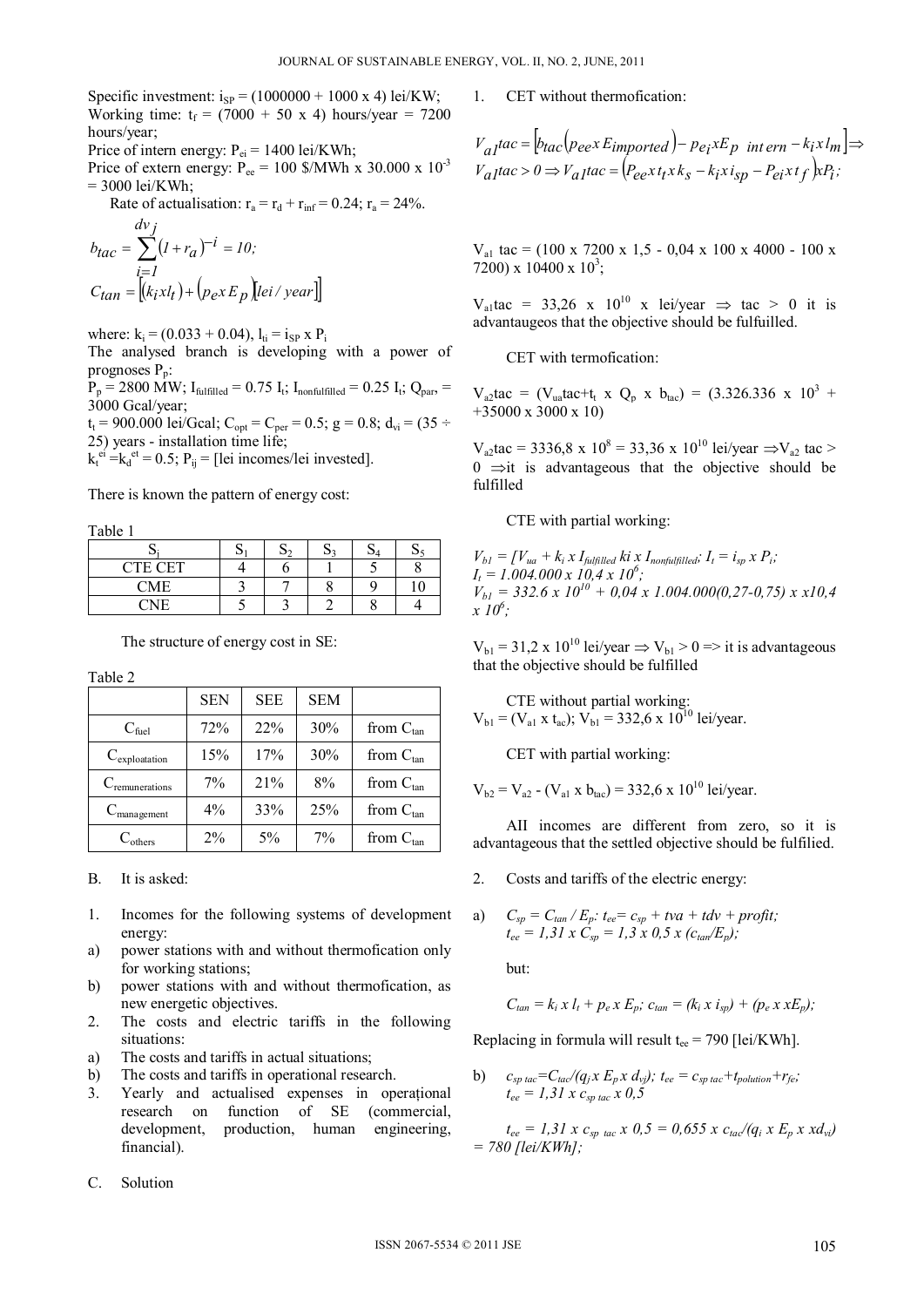Specific investment: $i_{SP} = (1000000 + 1000 \text{ x } 4)$ lei/KW;
Working time: $t_f = (7000 + 50 \text{ x } 4)$ hours/year = 7200 hours/year;
Price of intern energy: $P_{ei} = 1400$ lei/KWh;
Price of extern energy: $P_{ee} = 100$ \$/MWh x 30.000 x $10^{-3}$ = 3000 lei/KWh;

Rate of actualisation: $r_a = r_d + r_{inf} = 0.24$; $r_a = 24\%$.

$$b_{tac} = \sum_{i=1}^{dv_j} (1+r_a)^{-i} = 10;$$

$$C_{tan} = \left[(k_i x l_t) + (p_e x E_p)\left[lei / year\right]\right]$$

where: $k_i = (0.033 + 0.04)$, $l_{ti} = i_{SP} \text{ x } P_i$

The analysed branch is developing with a power of prognoses $P_p$:

$P_p = 2800$ MW; $I_{fulfilled} = 0.75\ I_t$; $I_{nonfulfilled} = 0.25\ I_t$; $Q_{par} = 3000$ Gcal/year;

$t_t = 900.000$ lei/Gcal; $C_{opt} = C_{per} = 0.5$; $g = 0.8$; $d_{vi} = (35 \div 25)$ years - installation time life;

$k_t^{ei} = k_d^{et} = 0.5$; $P_{ij}$ = [lei incomes/lei invested].

There is known the pattern of energy cost:

Table 1

| $S_j$ | $S_1$ | $S_2$ | $S_3$ | $S_4$ | $S_5$ |
|---|---|---|---|---|---|
| CTE CET | 4 | 6 | 1 | 5 | 8 |
| CME | 3 | 7 | 8 | 9 | 10 |
| CNE | 5 | 3 | 2 | 8 | 4 |

The structure of energy cost in SE:

Table 2

| | SEN | SEE | SEM | |
|---|---|---|---|---|
| $C_{fuel}$ | 72% | 22% | 30% | from $C_{tan}$ |
| $C_{exploatation}$ | 15% | 17% | 30% | from $C_{tan}$ |
| $C_{remunerations}$ | 7% | 21% | 8% | from $C_{tan}$ |
| $C_{management}$ | 4% | 33% | 25% | from $C_{tan}$ |
| $C_{others}$ | 2% | 5% | 7% | from $C_{tan}$ |

B. It is asked:

1. Incomes for the following systems of development energy:
a) power stations with and without thermofication only for working stations;
b) power stations with and without thermofication, as new energetic objectives.
2. The costs and electric tariffs in the following situations:
a) The costs and tariffs in actual situations;
b) The costs and tariffs in operational research.
3. Yearly and actualised expenses in operațional research on function of SE (commercial, development, production, human engineering, financial).

C. Solution

1. CET without thermofication:

$$V_{a1}tac = \left[b_{tac}\left(p_{ee} x E_{imported}\right) - p_{ei} x E_{p\ \ intern} - k_i x l_m\right] \Rightarrow$$
$$V_{a1}tac > 0 \Rightarrow V_{a1}tac = \left(P_{ee} x t_t x k_s - k_i x i_{sp} - P_{ei} x t_f\right) x P_i;$$

$V_{a1}$ tac = (100 x 7200 x 1,5 - 0,04 x 100 x 4000 - 100 x 7200) x 10400 x $10^3$;

$V_{a1}$tac = 33,26 x $10^{10}$ x lei/year $\Rightarrow$ tac > 0 it is advantaugeos that the objective should be fulfuilled.

CET with termofication:

$V_{a2}$tac = ($V_{ua}$tac+$t_t$ x $Q_p$ x $b_{tac}$) = (3.326.336 x $10^3$ + +35000 x 3000 x 10)

$V_{a2}$tac = 3336,8 x $10^8$ = 33,36 x $10^{10}$ lei/year $\Rightarrow V_{a2}$ tac > 0 $\Rightarrow$it is advantageous that the objective should be fulfilled

CTE with partial working:

$V_{b1} = [V_{ua} + k_i \text{ x } I_{fulfilled}\ ki \text{ x } I_{nonfulfilled}$; $I_t = i_{sp} \text{ x } P_i$;
$I_t = 1.004.000 \text{ x } 10,4 \text{ x } 10^6$;
$V_{b1} = 332.6 \text{ x } 10^{10} + 0,04 \text{ x } 1.004.000(0,27\text{-}0,75) \text{ x } x10,4 \text{ x } 10^6$;

$V_{b1}$ = 31,2 x $10^{10}$ lei/year $\Rightarrow V_{b1} > 0 \Rightarrow$ it is advantageous that the objective should be fulfilled

CTE without partial working:
$V_{b1}$ = ($V_{a1}$ x $t_{ac}$); $V_{b1}$ = 332,6 x $10^{10}$ lei/year.

CET with partial working:

$V_{b2} = V_{a2}$ - ($V_{a1}$ x $b_{tac}$) = 332,6 x $10^{10}$ lei/year.

AII incomes are different from zero, so it is advantageous that the settled objective should be fulfilied.

2. Costs and tariffs of the electric energy:

a) $C_{sp} = C_{tan} / E_p$: $t_{ee} = c_{sp} + tva + tdv + profit$;
$t_{ee} = 1,31 \text{ x } C_{sp} = 1,3 \text{ x } 0,5 \text{ x } (c_{tan}/E_p)$;

but:

$C_{tan} = k_i \text{ x } l_t + p_e \text{ x } E_p$; $c_{tan} = (k_i \text{ x } i_{sp}) + (p_e \text{ x } xE_p)$;

Replacing in formula will result $t_{ee}$ = 790 [lei/KWh].

b) $c_{sp\ tac} = C_{tac}/(q_j \text{ x } E_p \text{ x } d_{vj})$; $t_{ee} = c_{sp\ tac} + t_{polution} + r_{fe}$;
$t_{ee} = 1,31 \text{ x } c_{sp\ tac} \text{ x } 0,5$

$t_{ee} = 1,31 \text{ x } c_{sp\ tac} \text{ x } 0,5 = 0,655 \text{ x } c_{tac}/(q_i \text{ x } E_p \text{ x } xd_{vi})$ = 780 [lei/KWh];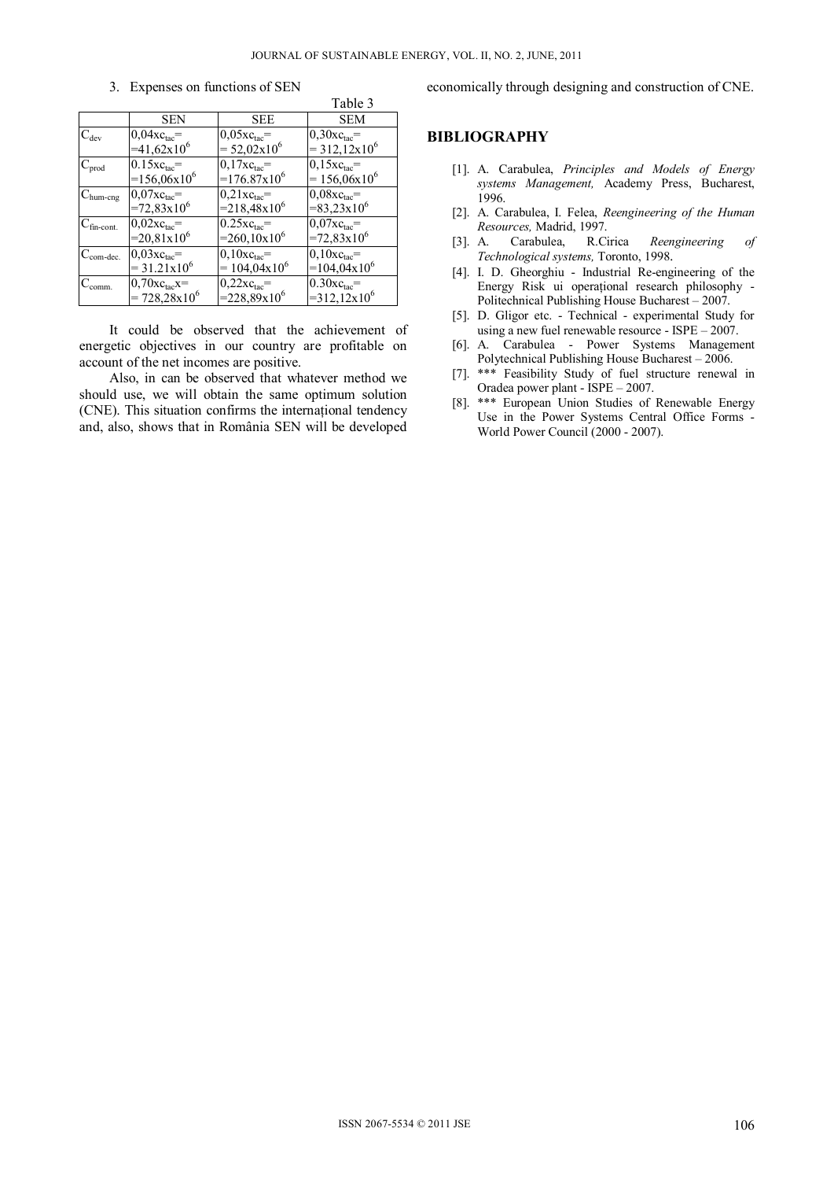3. Expenses on functions of SEN

Table 3

| | SEN | SEE | SEM |
|---|---|---|---|
| $C_{dev}$ | $0,04xc_{tac}$= =$41,62x10^6$ | $0,05xc_{tac}$= = $52,02x10^6$ | $0,30xc_{tac}$= = $312,12x10^6$ |
| $C_{prod}$ | $0.15xc_{tac}$= =$156,06x10^6$ | $0,17xc_{tac}$= =$176.87x10^6$ | $0,15xc_{tac}$= = $156,06x10^6$ |
| $C_{hum\text{-}cng}$ | $0,07xc_{tac}$= =$72,83x10^6$ | $0,21xc_{tac}$= =$218,48x10^6$ | $0,08xc_{tac}$= =$83,23x10^6$ |
| $C_{fin\text{-}cont.}$ | $0,02xc_{tac}$= =$20,81x10^6$ | $0.25xc_{tac}$= =$260,10x10^6$ | $0,07xc_{tac}$= =$72,83x10^6$ |
| $C_{com\text{-}dec.}$ | $0,03xc_{tac}$= = $31.21x10^6$ | $0,10xc_{tac}$= = $104,04x10^6$ | $0,10xc_{tac}$= =$104,04x10^6$ |
| $C_{comm.}$ | $0,70xc_{tac}x$= = $728,28x10^6$ | $0,22xc_{tac}$= =$228,89x10^6$ | $0.30xc_{tac}$= =$312,12x10^6$ |

It could be observed that the achievement of energetic objectives in our country are profitable on account of the net incomes are positive.

Also, in can be observed that whatever method we should use, we will obtain the same optimum solution (CNE). This situation confirms the internațional tendency and, also, shows that in România SEN will be developed economically through designing and construction of CNE.

## BIBLIOGRAPHY

[1]. A. Carabulea, *Principles and Models of Energy systems Management,* Academy Press, Bucharest, 1996.

[2]. A. Carabulea, I. Felea, *Reengineering of the Human Resources,* Madrid, 1997.

[3]. A. Carabulea, R.Cirica *Reengineering of Technological systems,* Toronto, 1998.

[4]. I. D. Gheorghiu - Industrial Re-engineering of the Energy Risk ui operațional research philosophy - Politechnical Publishing House Bucharest – 2007.

[5]. D. Gligor etc. - Technical - experimental Study for using a new fuel renewable resource - ISPE – 2007.

[6]. A. Carabulea - Power Systems Management Polytechnical Publishing House Bucharest – 2006.

[7]. *** Feasibility Study of fuel structure renewal in Oradea power plant - ISPE – 2007.

[8]. *** European Union Studies of Renewable Energy Use in the Power Systems Central Office Forms - World Power Council (2000 - 2007).